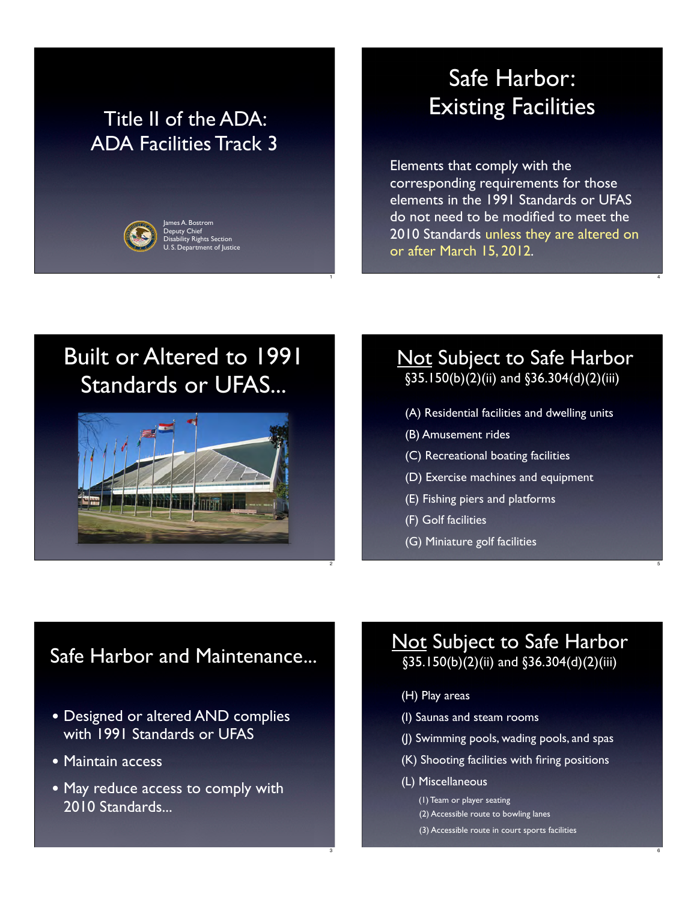# Title II of the ADA: ADA Facilities Track 3

James A. Bostrom
Deputy Chief
Disability Rights Section
U. S. Department of Justice

# Built or Altered to 1991 Standards or UFAS...

# Safe Harbor and Maintenance...

- Designed or altered AND complies with 1991 Standards or UFAS
- Maintain access
- May reduce access to comply with 2010 Standards...

# Safe Harbor: Existing Facilities

Elements that comply with the corresponding requirements for those elements in the 1991 Standards or UFAS do not need to be modified to meet the 2010 Standards unless they are altered on or after March 15, 2012.

# Not Subject to Safe Harbor

§35.150(b)(2)(ii) and §36.304(d)(2)(iii)

(A) Residential facilities and dwelling units

(B) Amusement rides

(C) Recreational boating facilities

(D) Exercise machines and equipment

(E) Fishing piers and platforms

(F) Golf facilities

(G) Miniature golf facilities

# Not Subject to Safe Harbor

§35.150(b)(2)(ii) and §36.304(d)(2)(iii)

(H) Play areas

(I) Saunas and steam rooms

(J) Swimming pools, wading pools, and spas

(K) Shooting facilities with firing positions

(L) Miscellaneous

(1) Team or player seating

(2) Accessible route to bowling lanes

(3) Accessible route in court sports facilities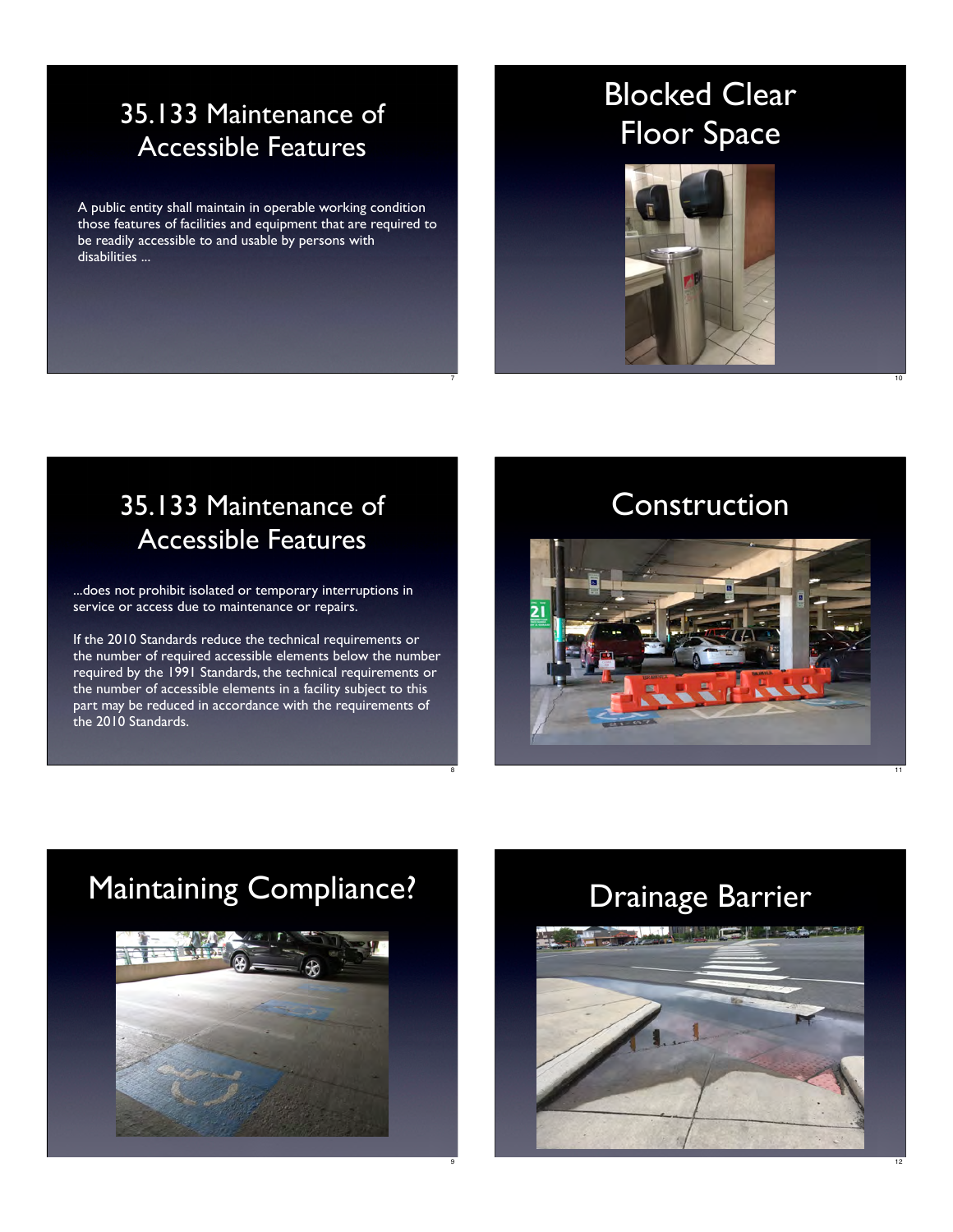## 35.133 Maintenance of Accessible Features

A public entity shall maintain in operable working condition those features of facilities and equipment that are required to be readily accessible to and usable by persons with disabilities ...

## 35.133 Maintenance of Accessible Features

...does not prohibit isolated or temporary interruptions in service or access due to maintenance or repairs.

If the 2010 Standards reduce the technical requirements or the number of required accessible elements below the number required by the 1991 Standards, the technical requirements or the number of accessible elements in a facility subject to this part may be reduced in accordance with the requirements of the 2010 Standards.

## Maintaining Compliance?

## Blocked Clear Floor Space

## Construction

## Drainage Barrier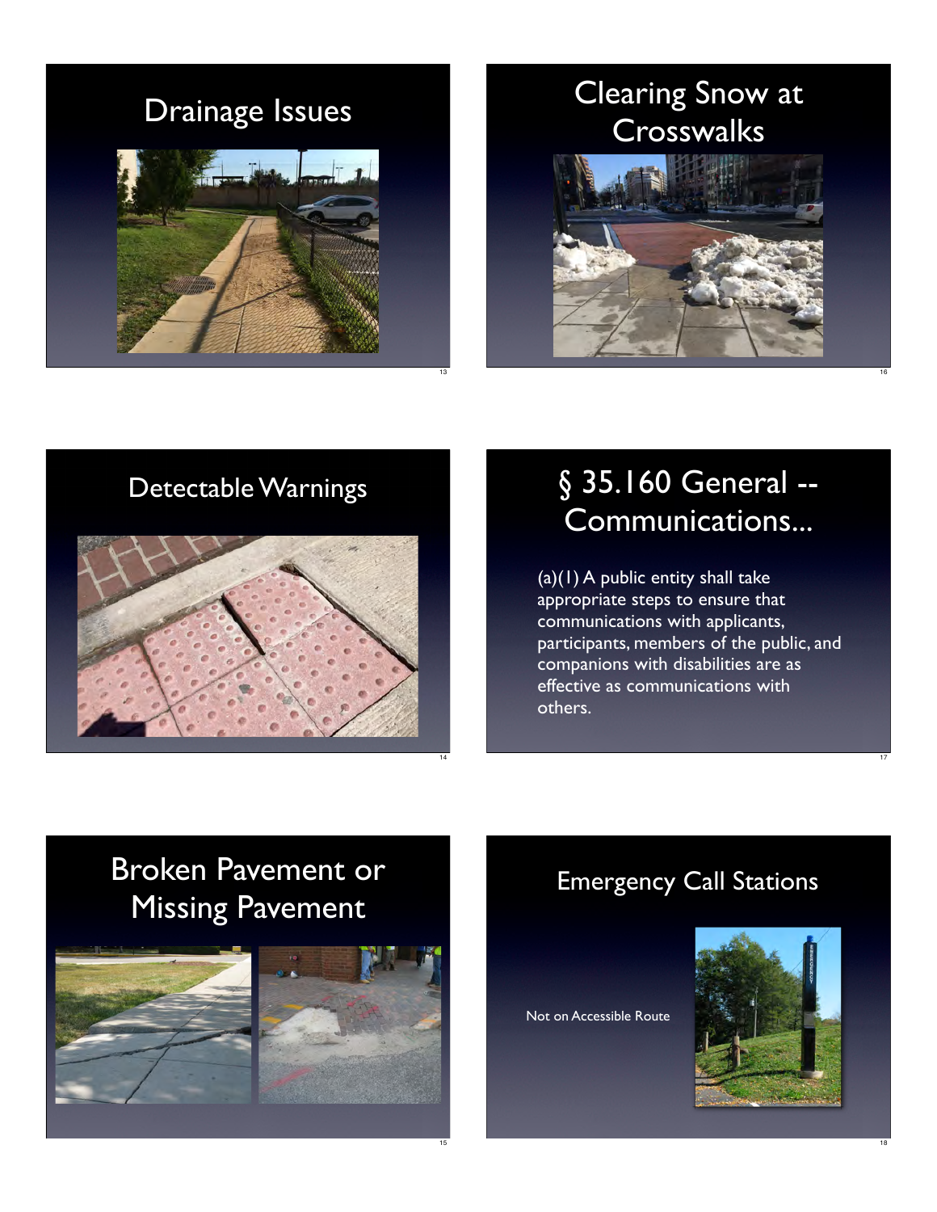## Drainage Issues

## Detectable Warnings

## Broken Pavement or Missing Pavement

## Clearing Snow at Crosswalks

## § 35.160 General -- Communications...

(a)(1) A public entity shall take appropriate steps to ensure that communications with applicants, participants, members of the public, and companions with disabilities are as effective as communications with others.

## Emergency Call Stations

Not on Accessible Route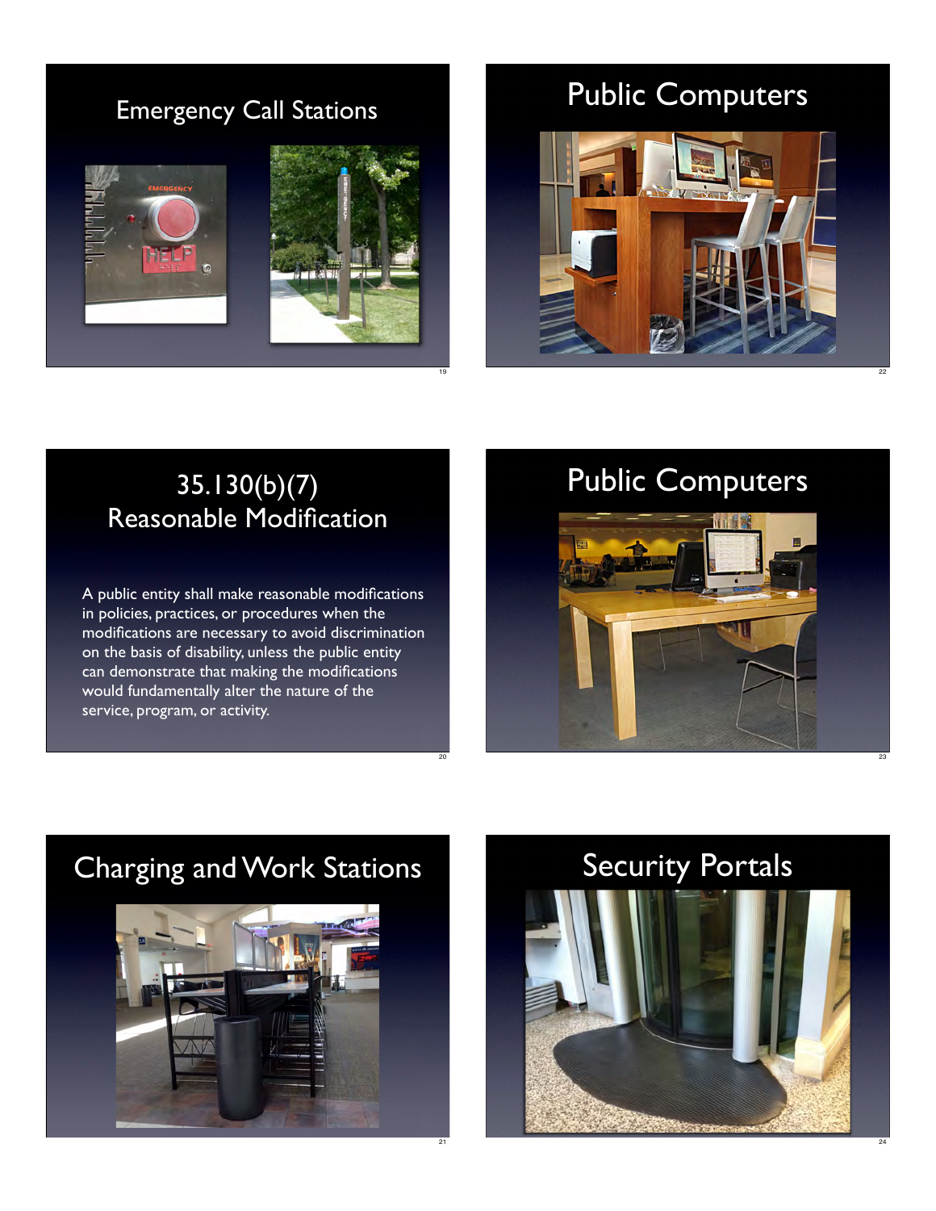## Emergency Call Stations

## 35.130(b)(7) Reasonable Modification

A public entity shall make reasonable modifications in policies, practices, or procedures when the modifications are necessary to avoid discrimination on the basis of disability, unless the public entity can demonstrate that making the modifications would fundamentally alter the nature of the service, program, or activity.

## Charging and Work Stations

## Public Computers

## Public Computers

## Security Portals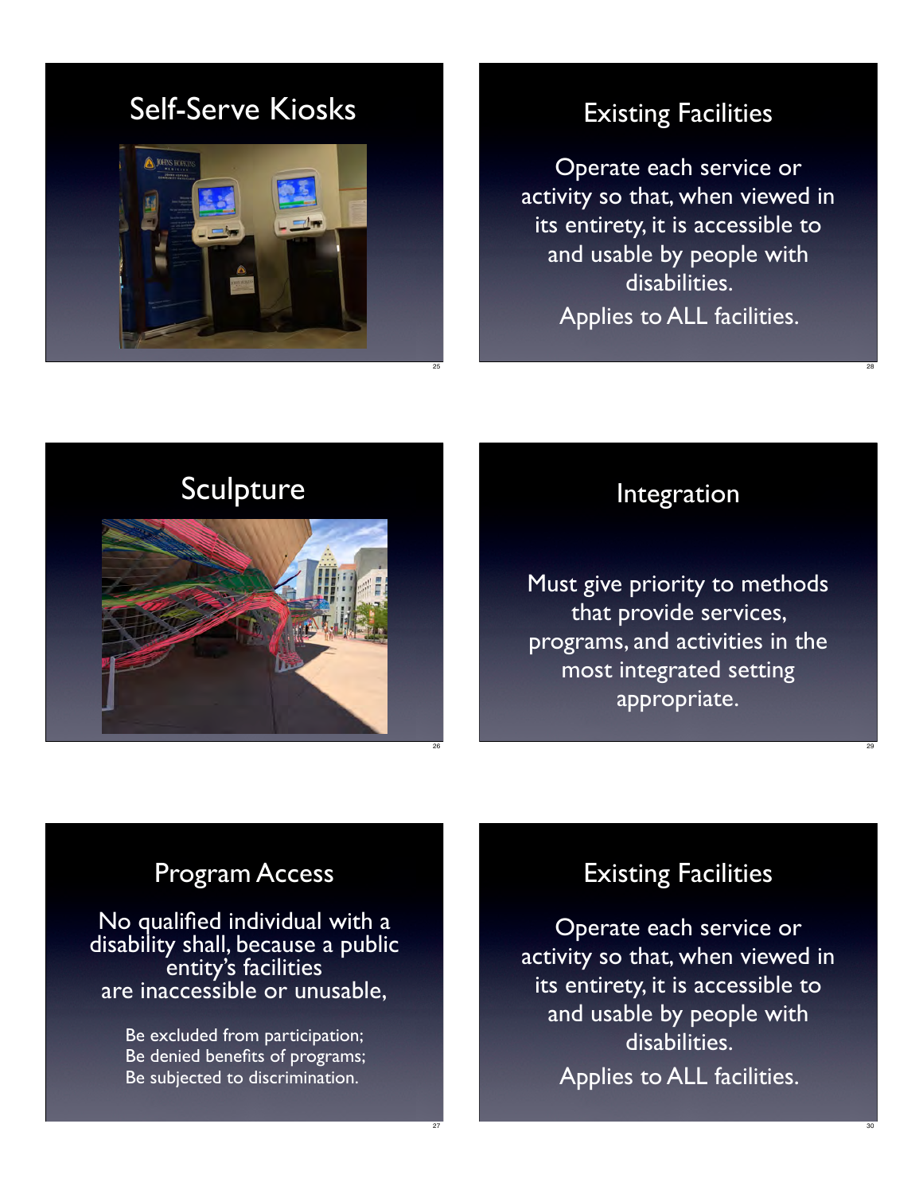## Self-Serve Kiosks

## Sculpture

## Program Access

No qualified individual with a disability shall, because a public entity's facilities are inaccessible or unusable,

- Be excluded from participation;
- Be denied benefits of programs;
- Be subjected to discrimination.

## Existing Facilities

Operate each service or activity so that, when viewed in its entirety, it is accessible to and usable by people with disabilities.

Applies to ALL facilities.

## Integration

Must give priority to methods that provide services, programs, and activities in the most integrated setting appropriate.

## Existing Facilities

Operate each service or activity so that, when viewed in its entirety, it is accessible to and usable by people with disabilities.

Applies to ALL facilities.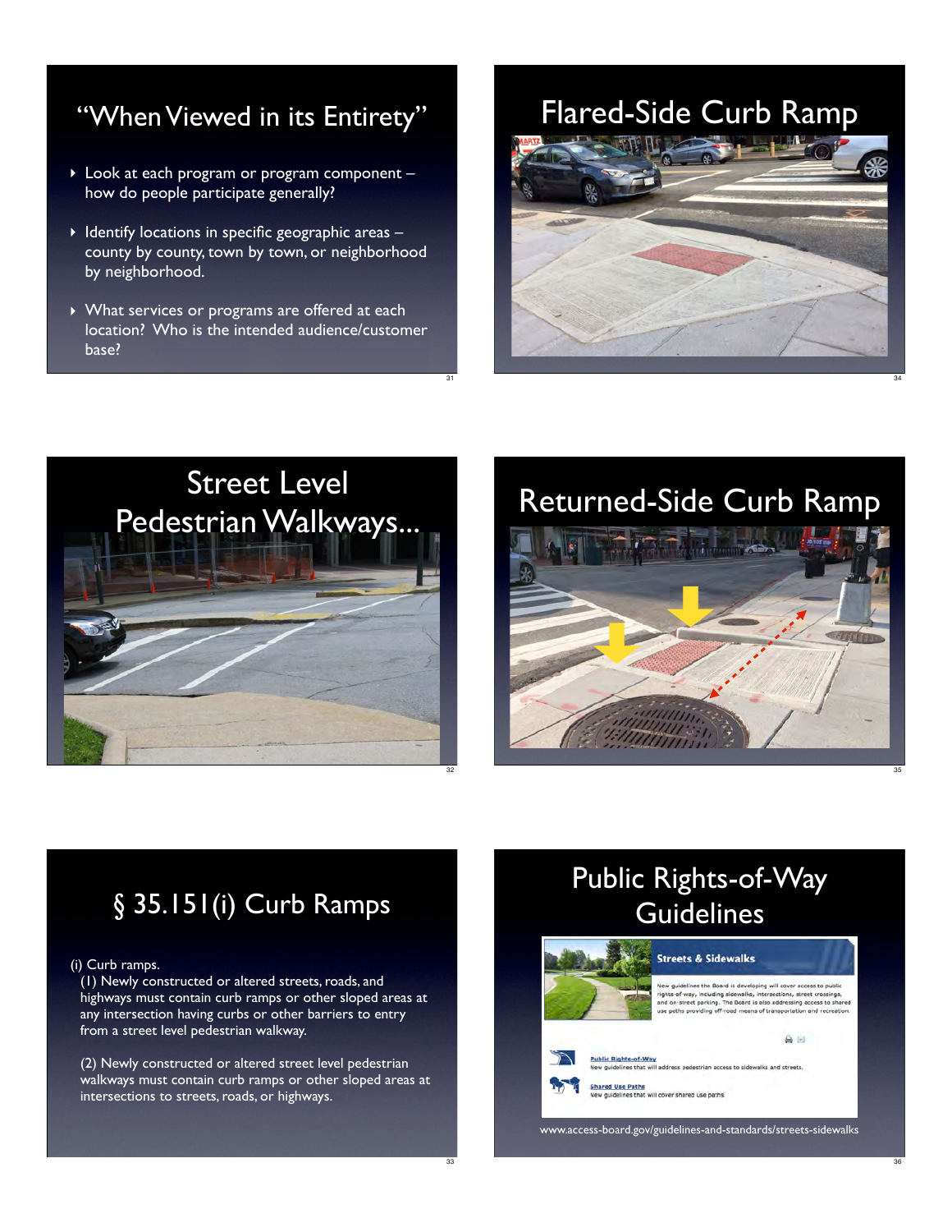## "When Viewed in its Entirety"

- Look at each program or program component – how do people participate generally?
- Identify locations in specific geographic areas – county by county, town by town, or neighborhood by neighborhood.
- What services or programs are offered at each location? Who is the intended audience/customer base?

## Street Level Pedestrian Walkways...

## § 35.151(i) Curb Ramps

(i) Curb ramps.

(1) Newly constructed or altered streets, roads, and highways must contain curb ramps or other sloped areas at any intersection having curbs or other barriers to entry from a street level pedestrian walkway.

(2) Newly constructed or altered street level pedestrian walkways must contain curb ramps or other sloped areas at intersections to streets, roads, or highways.

## Flared-Side Curb Ramp

## Returned-Side Curb Ramp

## Public Rights-of-Way Guidelines

**Streets & Sidewalks**

New guidelines the Board is developing will cover access to public rights-of-way, including sidewalks, intersections, street crossings, and on-street parking. The Board is also addressing access to shared use paths providing off-road means of transportation and recreation.

Public Rights-of-Way
New guidelines that will address pedestrian access to sidewalks and streets.

Shared Use Paths
New guidelines that will cover shared use paths

www.access-board.gov/guidelines-and-standards/streets-sidewalks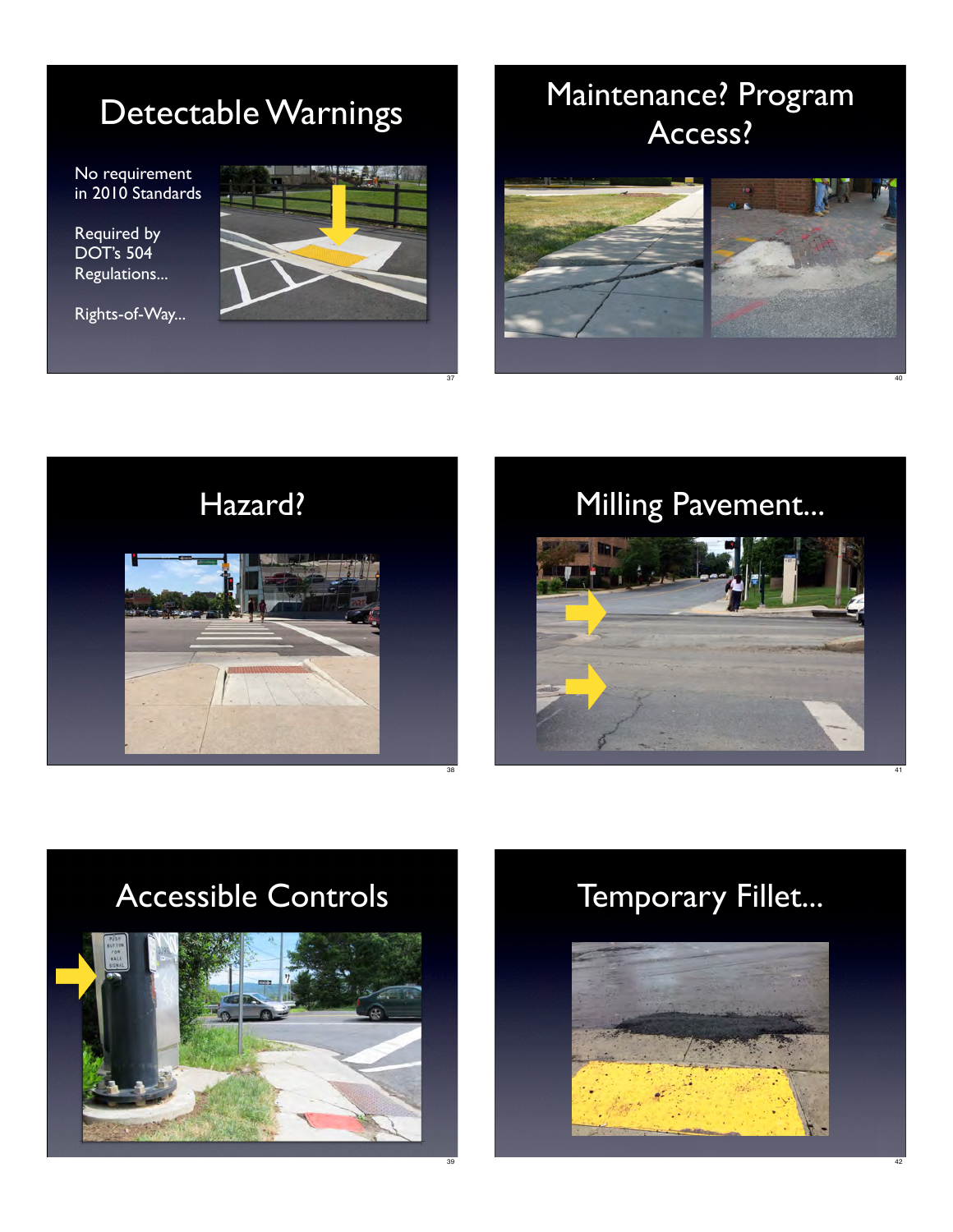## Detectable Warnings

No requirement in 2010 Standards

Required by DOT's 504 Regulations...

Rights-of-Way...

## Hazard?

## Accessible Controls

## Maintenance? Program Access?

## Milling Pavement...

## Temporary Fillet...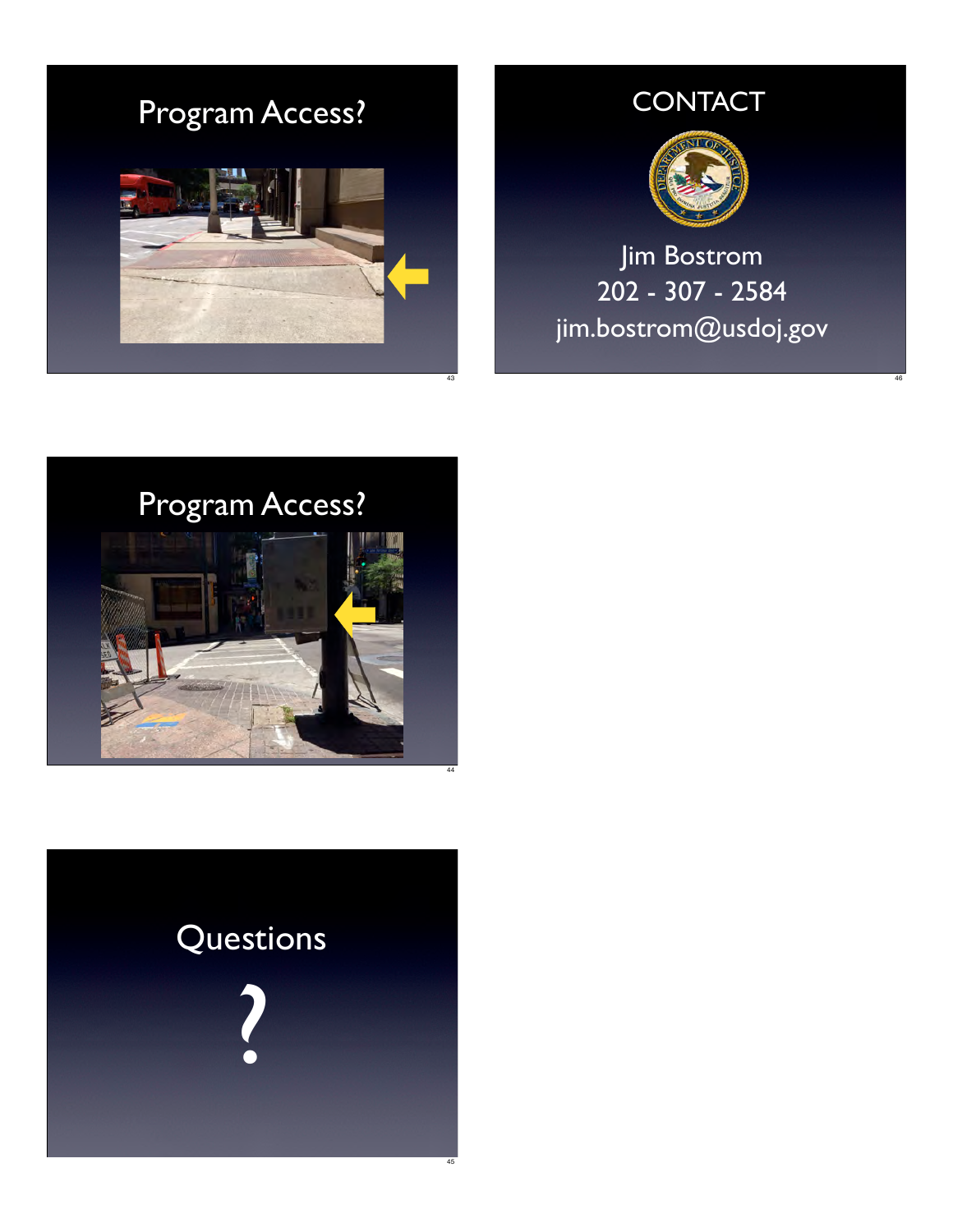## Program Access?

## Program Access?

## Questions

?

## CONTACT

Jim Bostrom
202 - 307 - 2584
jim.bostrom@usdoj.gov